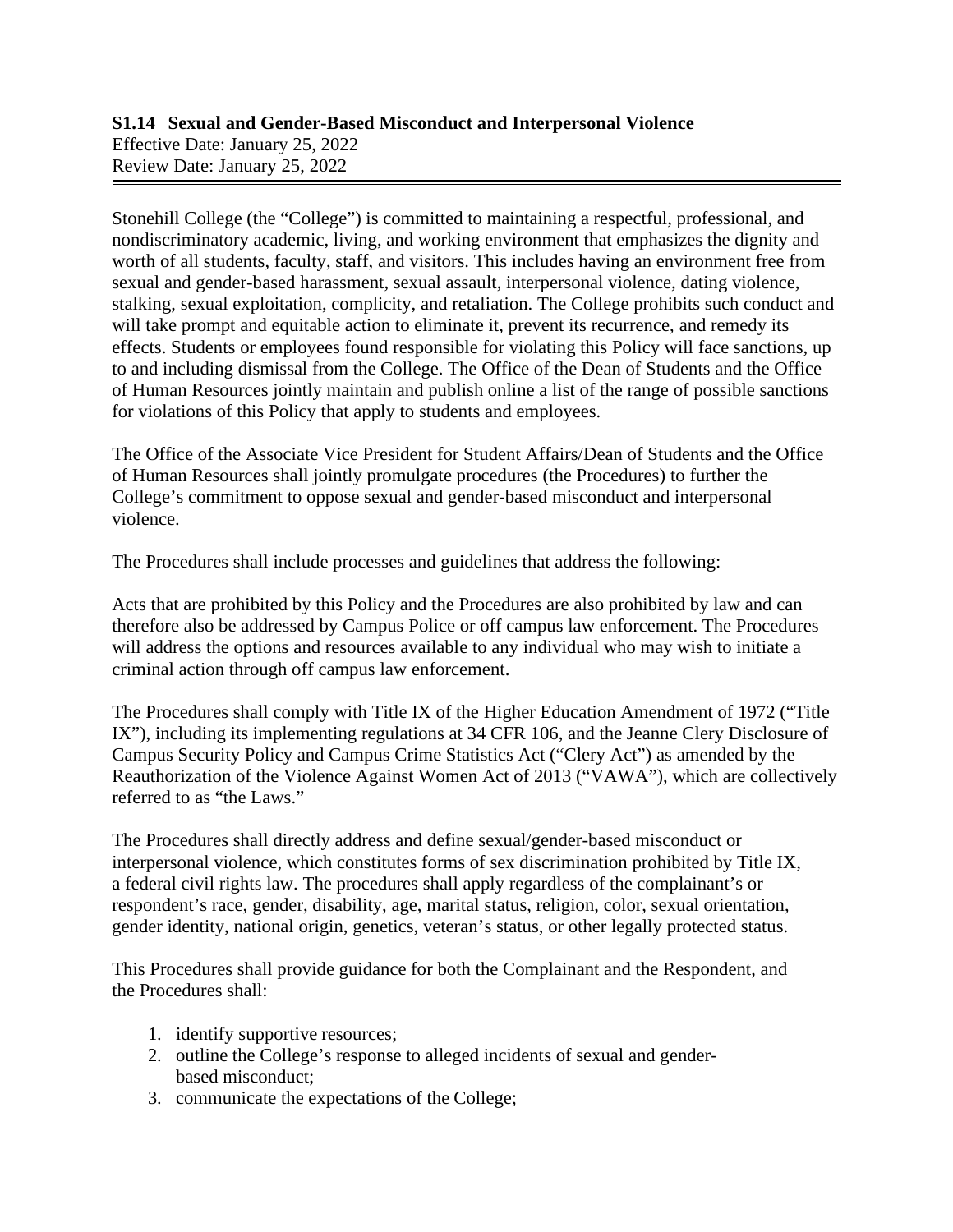**S1.14 Sexual and Gender-Based Misconduct and Interpersonal Violence**
Effective Date: January 25, 2022
Review Date: January 25, 2022

---

Stonehill College (the "College") is committed to maintaining a respectful, professional, and nondiscriminatory academic, living, and working environment that emphasizes the dignity and worth of all students, faculty, staff, and visitors. This includes having an environment free from sexual and gender-based harassment, sexual assault, interpersonal violence, dating violence, stalking, sexual exploitation, complicity, and retaliation. The College prohibits such conduct and will take prompt and equitable action to eliminate it, prevent its recurrence, and remedy its effects. Students or employees found responsible for violating this Policy will face sanctions, up to and including dismissal from the College. The Office of the Dean of Students and the Office of Human Resources jointly maintain and publish online a list of the range of possible sanctions for violations of this Policy that apply to students and employees.

The Office of the Associate Vice President for Student Affairs/Dean of Students and the Office of Human Resources shall jointly promulgate procedures (the Procedures) to further the College's commitment to oppose sexual and gender-based misconduct and interpersonal violence.

The Procedures shall include processes and guidelines that address the following:

Acts that are prohibited by this Policy and the Procedures are also prohibited by law and can therefore also be addressed by Campus Police or off campus law enforcement. The Procedures will address the options and resources available to any individual who may wish to initiate a criminal action through off campus law enforcement.

The Procedures shall comply with Title IX of the Higher Education Amendment of 1972 ("Title IX"), including its implementing regulations at 34 CFR 106, and the Jeanne Clery Disclosure of Campus Security Policy and Campus Crime Statistics Act ("Clery Act") as amended by the Reauthorization of the Violence Against Women Act of 2013 ("VAWA"), which are collectively referred to as "the Laws."

The Procedures shall directly address and define sexual/gender-based misconduct or interpersonal violence, which constitutes forms of sex discrimination prohibited by Title IX, a federal civil rights law. The procedures shall apply regardless of the complainant's or respondent's race, gender, disability, age, marital status, religion, color, sexual orientation, gender identity, national origin, genetics, veteran's status, or other legally protected status.

This Procedures shall provide guidance for both the Complainant and the Respondent, and the Procedures shall:

1. identify supportive resources;
2. outline the College's response to alleged incidents of sexual and gender-based misconduct;
3. communicate the expectations of the College;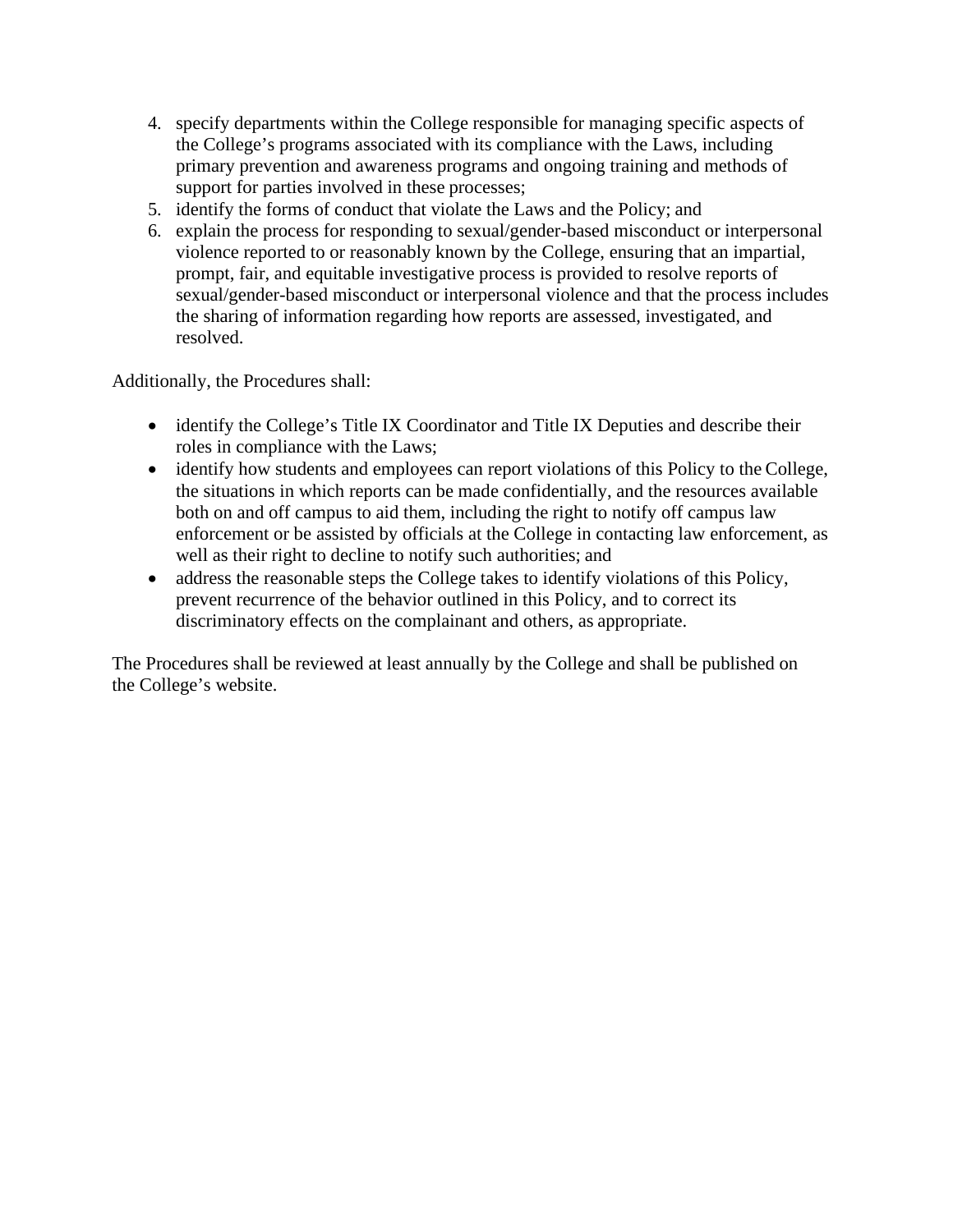4. specify departments within the College responsible for managing specific aspects of the College's programs associated with its compliance with the Laws, including primary prevention and awareness programs and ongoing training and methods of support for parties involved in these processes;
5. identify the forms of conduct that violate the Laws and the Policy; and
6. explain the process for responding to sexual/gender-based misconduct or interpersonal violence reported to or reasonably known by the College, ensuring that an impartial, prompt, fair, and equitable investigative process is provided to resolve reports of sexual/gender-based misconduct or interpersonal violence and that the process includes the sharing of information regarding how reports are assessed, investigated, and resolved.

Additionally, the Procedures shall:

- identify the College's Title IX Coordinator and Title IX Deputies and describe their roles in compliance with the Laws;
- identify how students and employees can report violations of this Policy to the College, the situations in which reports can be made confidentially, and the resources available both on and off campus to aid them, including the right to notify off campus law enforcement or be assisted by officials at the College in contacting law enforcement, as well as their right to decline to notify such authorities; and
- address the reasonable steps the College takes to identify violations of this Policy, prevent recurrence of the behavior outlined in this Policy, and to correct its discriminatory effects on the complainant and others, as appropriate.

The Procedures shall be reviewed at least annually by the College and shall be published on the College's website.